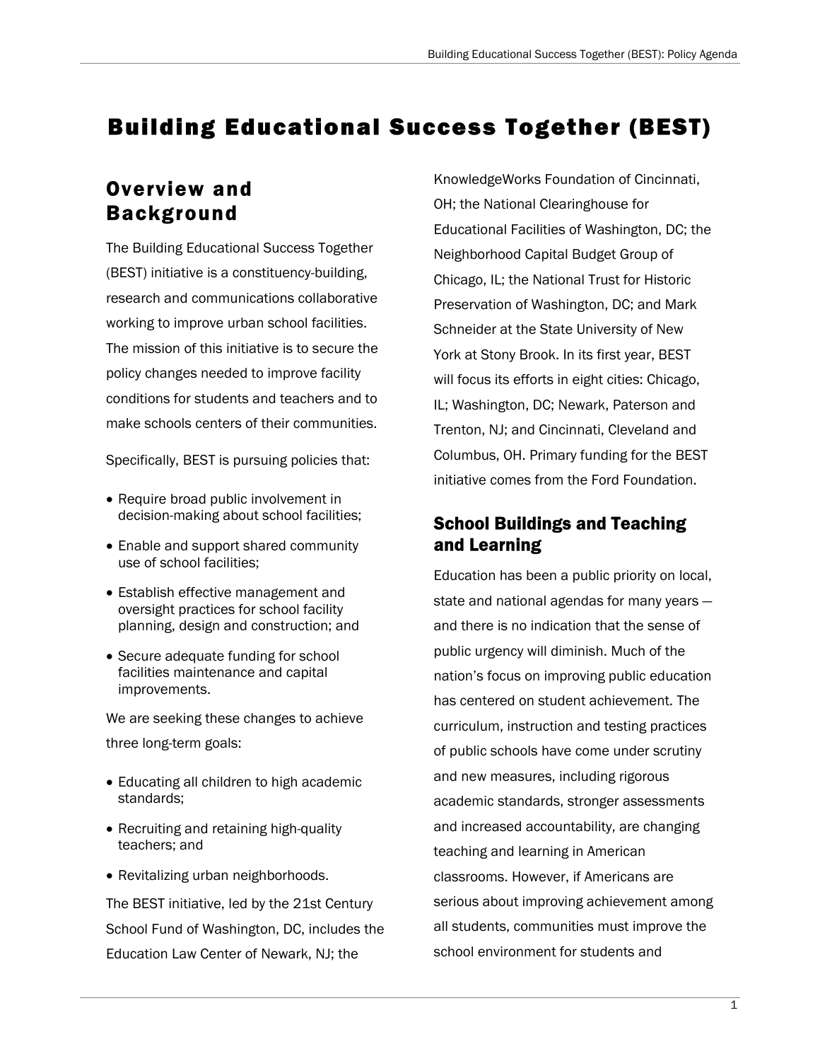# Building Educational Success Together (BEST)

## Overview and Background

The Building Educational Success Together (BEST) initiative is a constituency-building, research and communications collaborative working to improve urban school facilities. The mission of this initiative is to secure the policy changes needed to improve facility conditions for students and teachers and to make schools centers of their communities.

Specifically, BEST is pursuing policies that:

- Require broad public involvement in decision-making about school facilities;
- Enable and support shared community use of school facilities;
- Establish effective management and oversight practices for school facility planning, design and construction; and
- Secure adequate funding for school facilities maintenance and capital improvements.

We are seeking these changes to achieve three long-term goals:

- Educating all children to high academic standards;
- Recruiting and retaining high-quality teachers; and
- Revitalizing urban neighborhoods.

The BEST initiative, led by the 21st Century School Fund of Washington, DC, includes the Education Law Center of Newark, NJ; the KnowledgeWorks Foundation of Cincinnati, OH; the National Clearinghouse for Educational Facilities of Washington, DC; the Neighborhood Capital Budget Group of Chicago, IL; the National Trust for Historic Preservation of Washington, DC; and Mark Schneider at the State University of New York at Stony Brook. In its first year, BEST will focus its efforts in eight cities: Chicago, IL; Washington, DC; Newark, Paterson and Trenton, NJ; and Cincinnati, Cleveland and Columbus, OH. Primary funding for the BEST initiative comes from the Ford Foundation.

### School Buildings and Teaching and Learning

Education has been a public priority on local, state and national agendas for many years — and there is no indication that the sense of public urgency will diminish. Much of the nation's focus on improving public education has centered on student achievement. The curriculum, instruction and testing practices of public schools have come under scrutiny and new measures, including rigorous academic standards, stronger assessments and increased accountability, are changing teaching and learning in American classrooms. However, if Americans are serious about improving achievement among all students, communities must improve the school environment for students and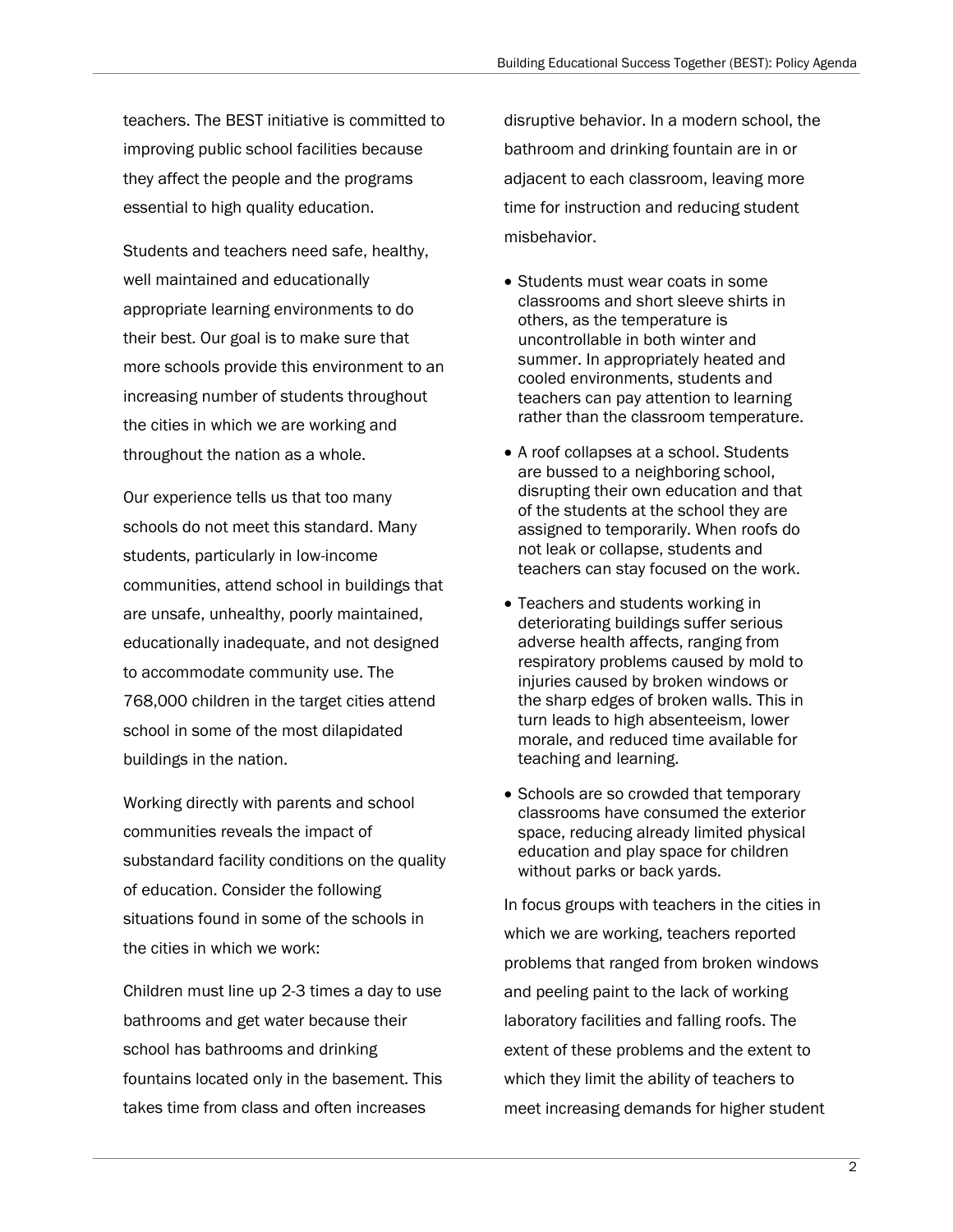teachers. The BEST initiative is committed to improving public school facilities because they affect the people and the programs essential to high quality education.

Students and teachers need safe, healthy, well maintained and educationally appropriate learning environments to do their best. Our goal is to make sure that more schools provide this environment to an increasing number of students throughout the cities in which we are working and throughout the nation as a whole.

Our experience tells us that too many schools do not meet this standard. Many students, particularly in low-income communities, attend school in buildings that are unsafe, unhealthy, poorly maintained, educationally inadequate, and not designed to accommodate community use. The 768,000 children in the target cities attend school in some of the most dilapidated buildings in the nation.

Working directly with parents and school communities reveals the impact of substandard facility conditions on the quality of education. Consider the following situations found in some of the schools in the cities in which we work:

Children must line up 2-3 times a day to use bathrooms and get water because their school has bathrooms and drinking fountains located only in the basement. This takes time from class and often increases disruptive behavior. In a modern school, the bathroom and drinking fountain are in or adjacent to each classroom, leaving more time for instruction and reducing student misbehavior.

- Students must wear coats in some classrooms and short sleeve shirts in others, as the temperature is uncontrollable in both winter and summer. In appropriately heated and cooled environments, students and teachers can pay attention to learning rather than the classroom temperature.
- A roof collapses at a school. Students are bussed to a neighboring school, disrupting their own education and that of the students at the school they are assigned to temporarily. When roofs do not leak or collapse, students and teachers can stay focused on the work.
- Teachers and students working in deteriorating buildings suffer serious adverse health affects, ranging from respiratory problems caused by mold to injuries caused by broken windows or the sharp edges of broken walls. This in turn leads to high absenteeism, lower morale, and reduced time available for teaching and learning.
- Schools are so crowded that temporary classrooms have consumed the exterior space, reducing already limited physical education and play space for children without parks or back yards.

In focus groups with teachers in the cities in which we are working, teachers reported problems that ranged from broken windows and peeling paint to the lack of working laboratory facilities and falling roofs. The extent of these problems and the extent to which they limit the ability of teachers to meet increasing demands for higher student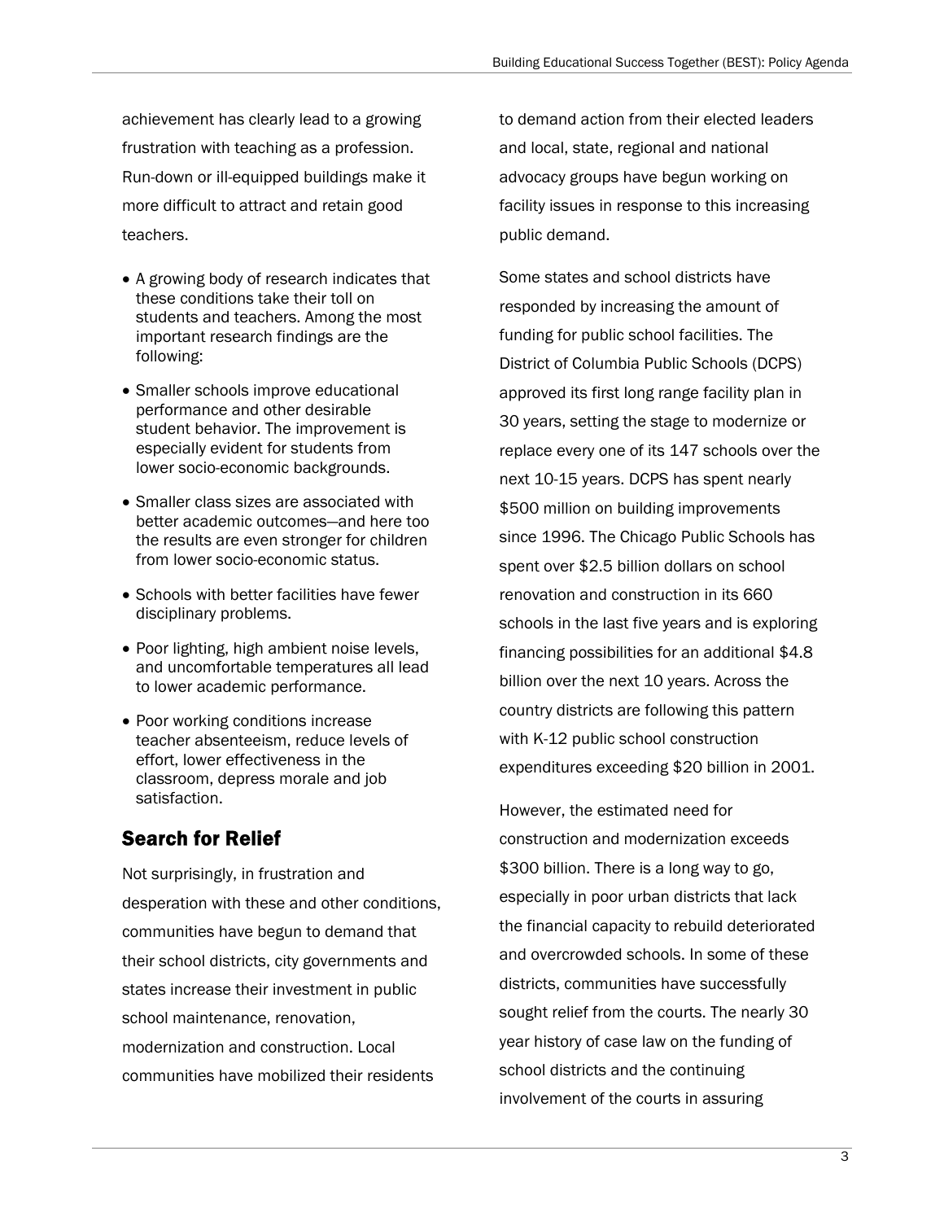achievement has clearly lead to a growing frustration with teaching as a profession. Run-down or ill-equipped buildings make it more difficult to attract and retain good teachers.

- A growing body of research indicates that these conditions take their toll on students and teachers. Among the most important research findings are the following:
- Smaller schools improve educational performance and other desirable student behavior. The improvement is especially evident for students from lower socio-economic backgrounds.
- Smaller class sizes are associated with better academic outcomes—and here too the results are even stronger for children from lower socio-economic status.
- Schools with better facilities have fewer disciplinary problems.
- Poor lighting, high ambient noise levels, and uncomfortable temperatures all lead to lower academic performance.
- Poor working conditions increase teacher absenteeism, reduce levels of effort, lower effectiveness in the classroom, depress morale and job satisfaction.

## Search for Relief

Not surprisingly, in frustration and desperation with these and other conditions, communities have begun to demand that their school districts, city governments and states increase their investment in public school maintenance, renovation, modernization and construction. Local communities have mobilized their residents to demand action from their elected leaders and local, state, regional and national advocacy groups have begun working on facility issues in response to this increasing public demand.

Some states and school districts have responded by increasing the amount of funding for public school facilities. The District of Columbia Public Schools (DCPS) approved its first long range facility plan in 30 years, setting the stage to modernize or replace every one of its 147 schools over the next 10-15 years. DCPS has spent nearly $500 million on building improvements since 1996. The Chicago Public Schools has spent over $2.5 billion dollars on school renovation and construction in its 660 schools in the last five years and is exploring financing possibilities for an additional $4.8 billion over the next 10 years. Across the country districts are following this pattern with K-12 public school construction expenditures exceeding $20 billion in 2001.

However, the estimated need for construction and modernization exceeds $300 billion. There is a long way to go, especially in poor urban districts that lack the financial capacity to rebuild deteriorated and overcrowded schools. In some of these districts, communities have successfully sought relief from the courts. The nearly 30 year history of case law on the funding of school districts and the continuing involvement of the courts in assuring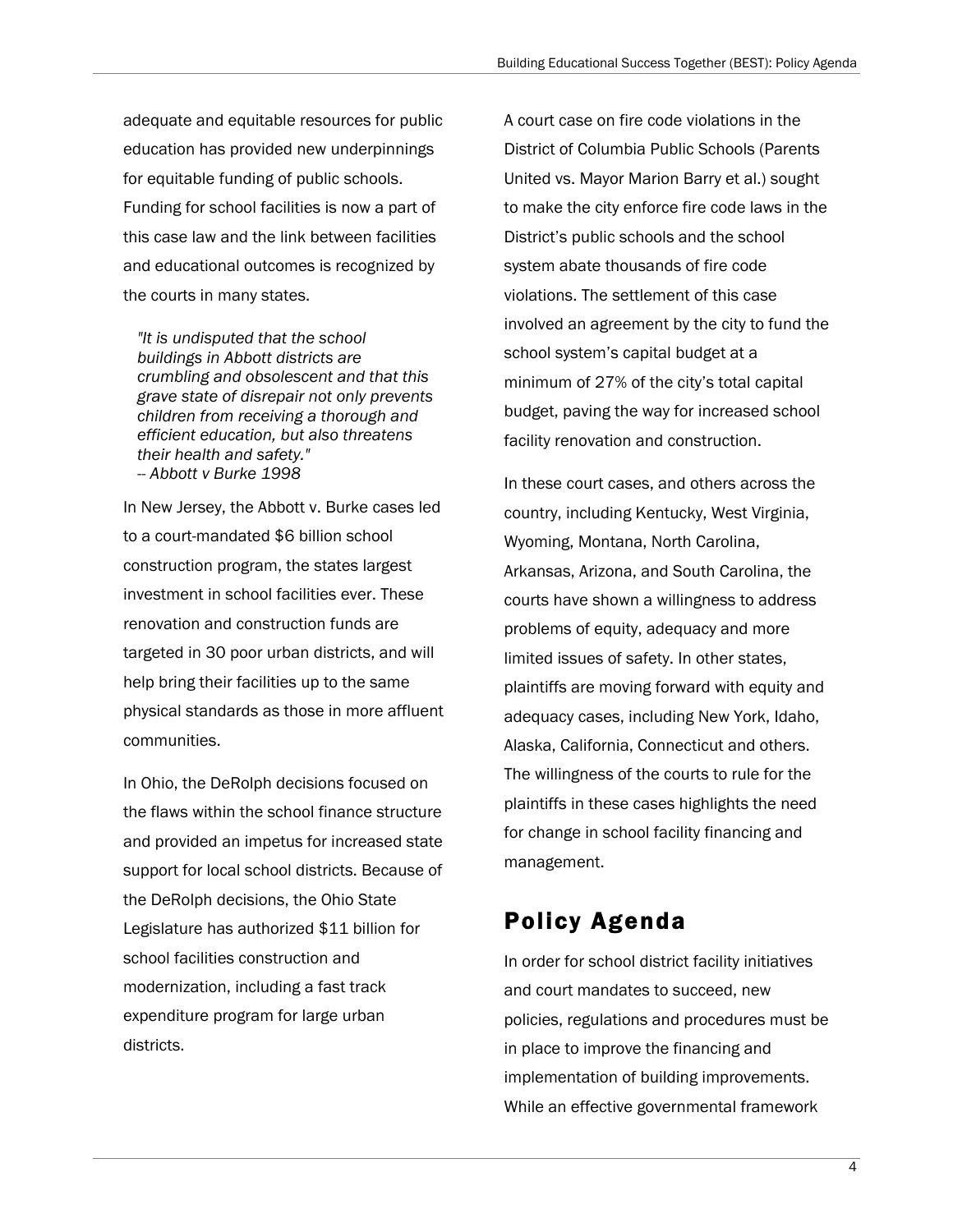adequate and equitable resources for public education has provided new underpinnings for equitable funding of public schools. Funding for school facilities is now a part of this case law and the link between facilities and educational outcomes is recognized by the courts in many states.

> *"It is undisputed that the school buildings in Abbott districts are crumbling and obsolescent and that this grave state of disrepair not only prevents children from receiving a thorough and efficient education, but also threatens their health and safety."*
> *-- Abbott v Burke 1998*

In New Jersey, the Abbott v. Burke cases led to a court-mandated $6 billion school construction program, the states largest investment in school facilities ever. These renovation and construction funds are targeted in 30 poor urban districts, and will help bring their facilities up to the same physical standards as those in more affluent communities.

In Ohio, the DeRolph decisions focused on the flaws within the school finance structure and provided an impetus for increased state support for local school districts. Because of the DeRolph decisions, the Ohio State Legislature has authorized $11 billion for school facilities construction and modernization, including a fast track expenditure program for large urban districts.

A court case on fire code violations in the District of Columbia Public Schools (Parents United vs. Mayor Marion Barry et al.) sought to make the city enforce fire code laws in the District's public schools and the school system abate thousands of fire code violations. The settlement of this case involved an agreement by the city to fund the school system's capital budget at a minimum of 27% of the city's total capital budget, paving the way for increased school facility renovation and construction.

In these court cases, and others across the country, including Kentucky, West Virginia, Wyoming, Montana, North Carolina, Arkansas, Arizona, and South Carolina, the courts have shown a willingness to address problems of equity, adequacy and more limited issues of safety. In other states, plaintiffs are moving forward with equity and adequacy cases, including New York, Idaho, Alaska, California, Connecticut and others. The willingness of the courts to rule for the plaintiffs in these cases highlights the need for change in school facility financing and management.

## Policy Agenda

In order for school district facility initiatives and court mandates to succeed, new policies, regulations and procedures must be in place to improve the financing and implementation of building improvements. While an effective governmental framework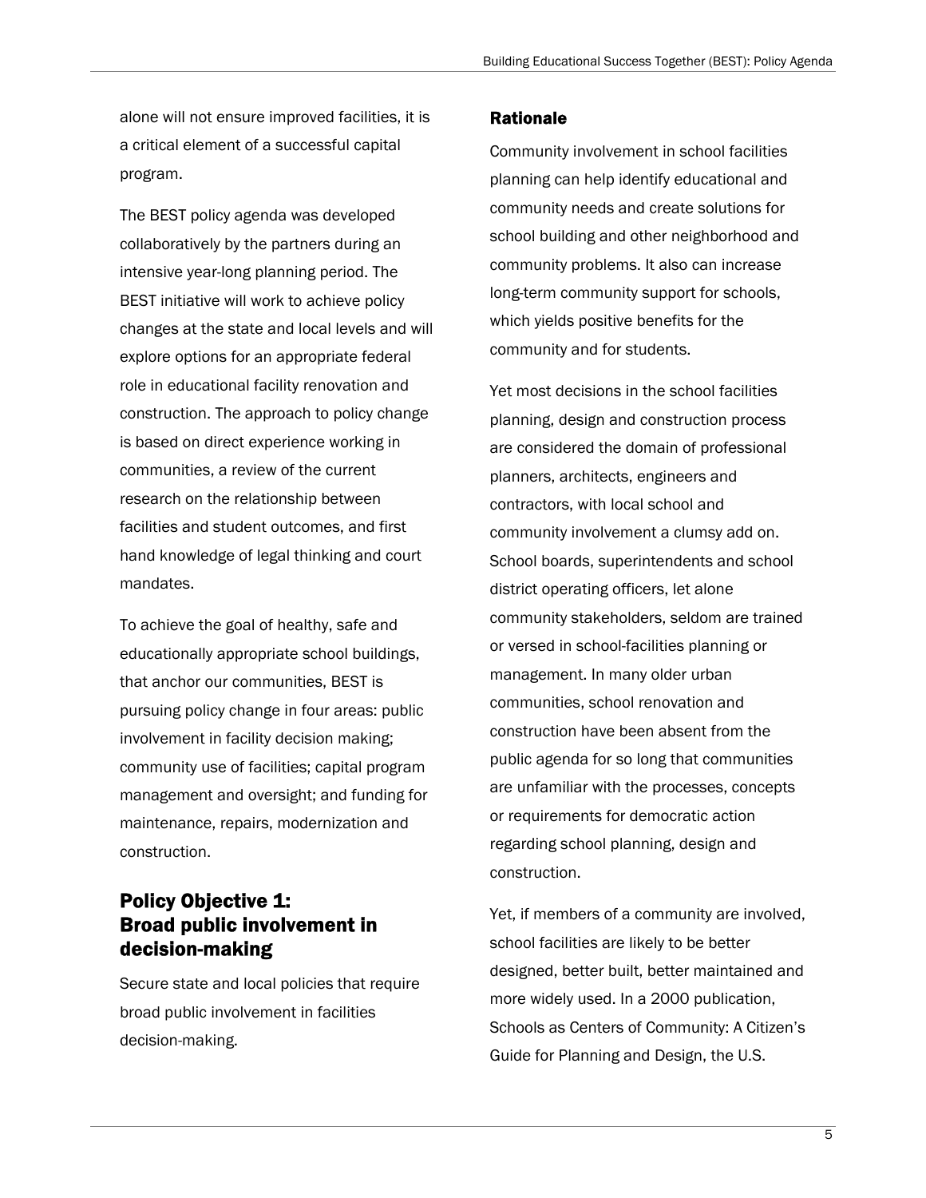alone will not ensure improved facilities, it is a critical element of a successful capital program.

The BEST policy agenda was developed collaboratively by the partners during an intensive year-long planning period. The BEST initiative will work to achieve policy changes at the state and local levels and will explore options for an appropriate federal role in educational facility renovation and construction. The approach to policy change is based on direct experience working in communities, a review of the current research on the relationship between facilities and student outcomes, and first hand knowledge of legal thinking and court mandates.

To achieve the goal of healthy, safe and educationally appropriate school buildings, that anchor our communities, BEST is pursuing policy change in four areas: public involvement in facility decision making; community use of facilities; capital program management and oversight; and funding for maintenance, repairs, modernization and construction.

## Policy Objective 1: Broad public involvement in decision-making

Secure state and local policies that require broad public involvement in facilities decision-making.

### Rationale

Community involvement in school facilities planning can help identify educational and community needs and create solutions for school building and other neighborhood and community problems. It also can increase long-term community support for schools, which yields positive benefits for the community and for students.

Yet most decisions in the school facilities planning, design and construction process are considered the domain of professional planners, architects, engineers and contractors, with local school and community involvement a clumsy add on. School boards, superintendents and school district operating officers, let alone community stakeholders, seldom are trained or versed in school-facilities planning or management. In many older urban communities, school renovation and construction have been absent from the public agenda for so long that communities are unfamiliar with the processes, concepts or requirements for democratic action regarding school planning, design and construction.

Yet, if members of a community are involved, school facilities are likely to be better designed, better built, better maintained and more widely used. In a 2000 publication, Schools as Centers of Community: A Citizen's Guide for Planning and Design, the U.S.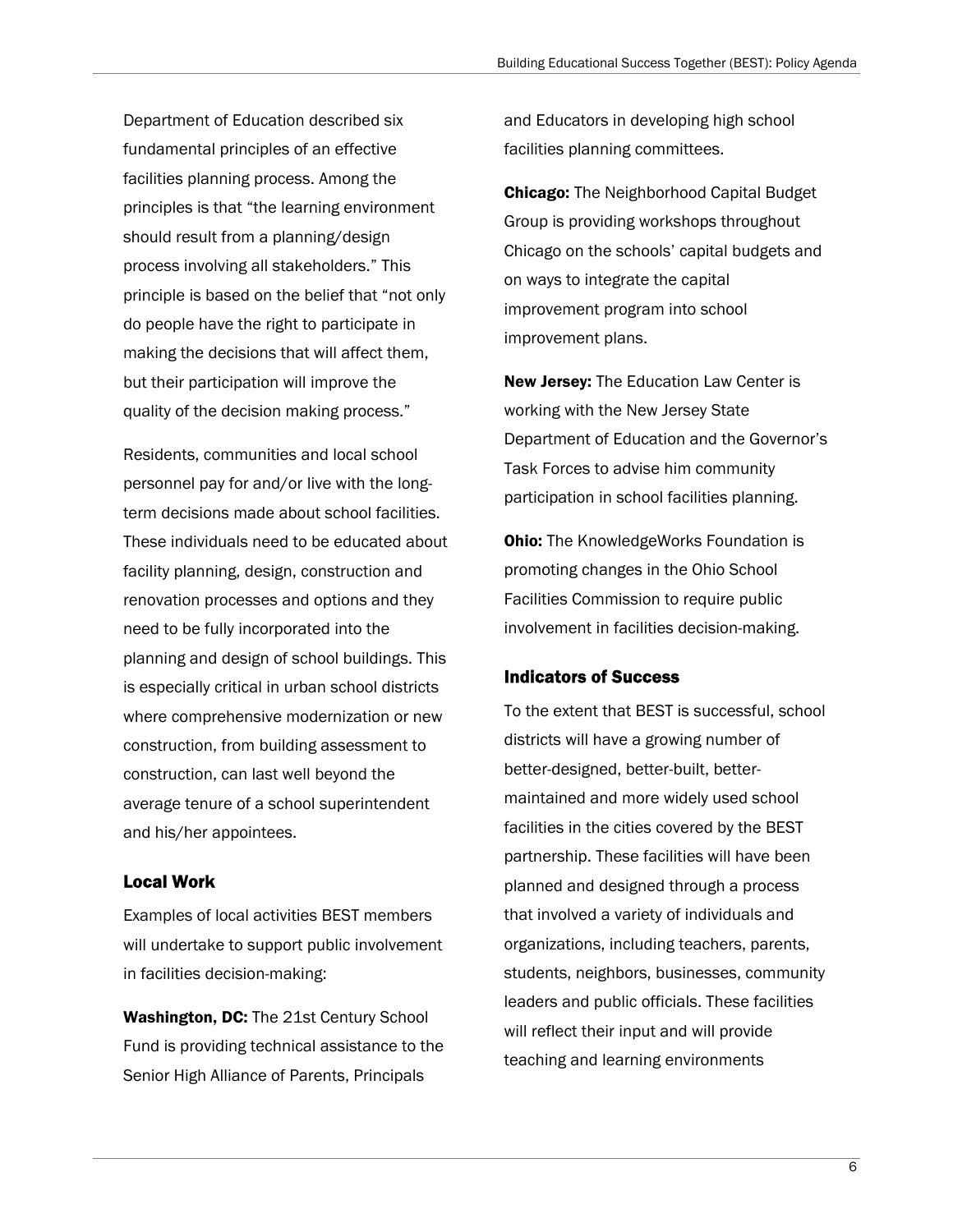Department of Education described six fundamental principles of an effective facilities planning process. Among the principles is that "the learning environment should result from a planning/design process involving all stakeholders." This principle is based on the belief that "not only do people have the right to participate in making the decisions that will affect them, but their participation will improve the quality of the decision making process."

Residents, communities and local school personnel pay for and/or live with the long-term decisions made about school facilities. These individuals need to be educated about facility planning, design, construction and renovation processes and options and they need to be fully incorporated into the planning and design of school buildings. This is especially critical in urban school districts where comprehensive modernization or new construction, from building assessment to construction, can last well beyond the average tenure of a school superintendent and his/her appointees.

### Local Work

Examples of local activities BEST members will undertake to support public involvement in facilities decision-making:

**Washington, DC:** The 21st Century School Fund is providing technical assistance to the Senior High Alliance of Parents, Principals and Educators in developing high school facilities planning committees.

**Chicago:** The Neighborhood Capital Budget Group is providing workshops throughout Chicago on the schools' capital budgets and on ways to integrate the capital improvement program into school improvement plans.

**New Jersey:** The Education Law Center is working with the New Jersey State Department of Education and the Governor's Task Forces to advise him community participation in school facilities planning.

**Ohio:** The KnowledgeWorks Foundation is promoting changes in the Ohio School Facilities Commission to require public involvement in facilities decision-making.

### Indicators of Success

To the extent that BEST is successful, school districts will have a growing number of better-designed, better-built, better-maintained and more widely used school facilities in the cities covered by the BEST partnership. These facilities will have been planned and designed through a process that involved a variety of individuals and organizations, including teachers, parents, students, neighbors, businesses, community leaders and public officials. These facilities will reflect their input and will provide teaching and learning environments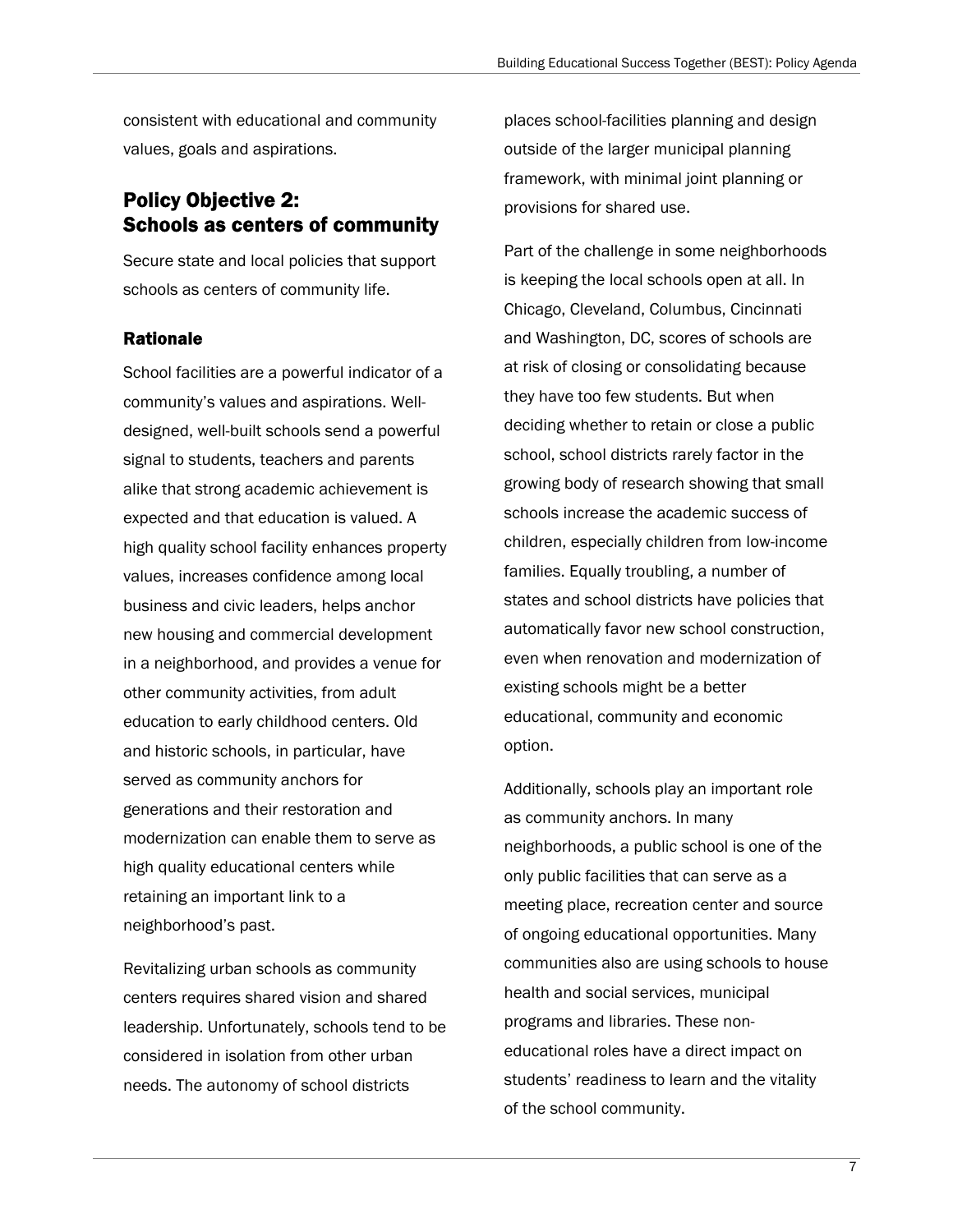consistent with educational and community values, goals and aspirations.

## Policy Objective 2: Schools as centers of community

Secure state and local policies that support schools as centers of community life.

### Rationale

School facilities are a powerful indicator of a community's values and aspirations. Well-designed, well-built schools send a powerful signal to students, teachers and parents alike that strong academic achievement is expected and that education is valued. A high quality school facility enhances property values, increases confidence among local business and civic leaders, helps anchor new housing and commercial development in a neighborhood, and provides a venue for other community activities, from adult education to early childhood centers. Old and historic schools, in particular, have served as community anchors for generations and their restoration and modernization can enable them to serve as high quality educational centers while retaining an important link to a neighborhood's past.

Revitalizing urban schools as community centers requires shared vision and shared leadership. Unfortunately, schools tend to be considered in isolation from other urban needs. The autonomy of school districts places school-facilities planning and design outside of the larger municipal planning framework, with minimal joint planning or provisions for shared use.

Part of the challenge in some neighborhoods is keeping the local schools open at all. In Chicago, Cleveland, Columbus, Cincinnati and Washington, DC, scores of schools are at risk of closing or consolidating because they have too few students. But when deciding whether to retain or close a public school, school districts rarely factor in the growing body of research showing that small schools increase the academic success of children, especially children from low-income families. Equally troubling, a number of states and school districts have policies that automatically favor new school construction, even when renovation and modernization of existing schools might be a better educational, community and economic option.

Additionally, schools play an important role as community anchors. In many neighborhoods, a public school is one of the only public facilities that can serve as a meeting place, recreation center and source of ongoing educational opportunities. Many communities also are using schools to house health and social services, municipal programs and libraries. These non-educational roles have a direct impact on students' readiness to learn and the vitality of the school community.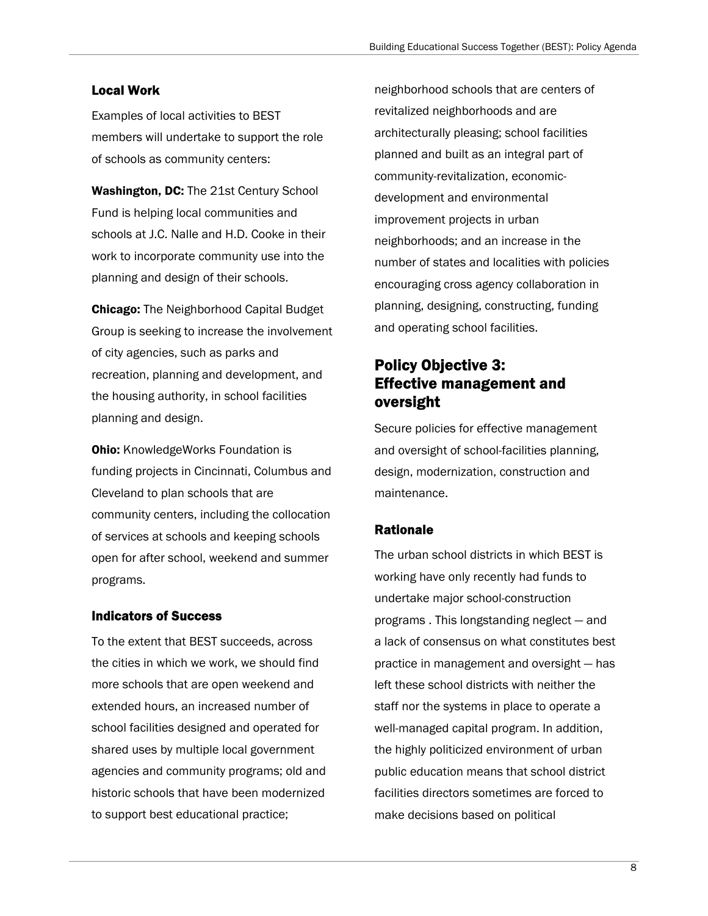### Local Work

Examples of local activities to BEST members will undertake to support the role of schools as community centers:

**Washington, DC:** The 21st Century School Fund is helping local communities and schools at J.C. Nalle and H.D. Cooke in their work to incorporate community use into the planning and design of their schools.

**Chicago:** The Neighborhood Capital Budget Group is seeking to increase the involvement of city agencies, such as parks and recreation, planning and development, and the housing authority, in school facilities planning and design.

**Ohio:** KnowledgeWorks Foundation is funding projects in Cincinnati, Columbus and Cleveland to plan schools that are community centers, including the collocation of services at schools and keeping schools open for after school, weekend and summer programs.

### Indicators of Success

To the extent that BEST succeeds, across the cities in which we work, we should find more schools that are open weekend and extended hours, an increased number of school facilities designed and operated for shared uses by multiple local government agencies and community programs; old and historic schools that have been modernized to support best educational practice; neighborhood schools that are centers of revitalized neighborhoods and are architecturally pleasing; school facilities planned and built as an integral part of community-revitalization, economic-development and environmental improvement projects in urban neighborhoods; and an increase in the number of states and localities with policies encouraging cross agency collaboration in planning, designing, constructing, funding and operating school facilities.

## Policy Objective 3: Effective management and oversight

Secure policies for effective management and oversight of school-facilities planning, design, modernization, construction and maintenance.

### Rationale

The urban school districts in which BEST is working have only recently had funds to undertake major school-construction programs . This longstanding neglect — and a lack of consensus on what constitutes best practice in management and oversight — has left these school districts with neither the staff nor the systems in place to operate a well-managed capital program. In addition, the highly politicized environment of urban public education means that school district facilities directors sometimes are forced to make decisions based on political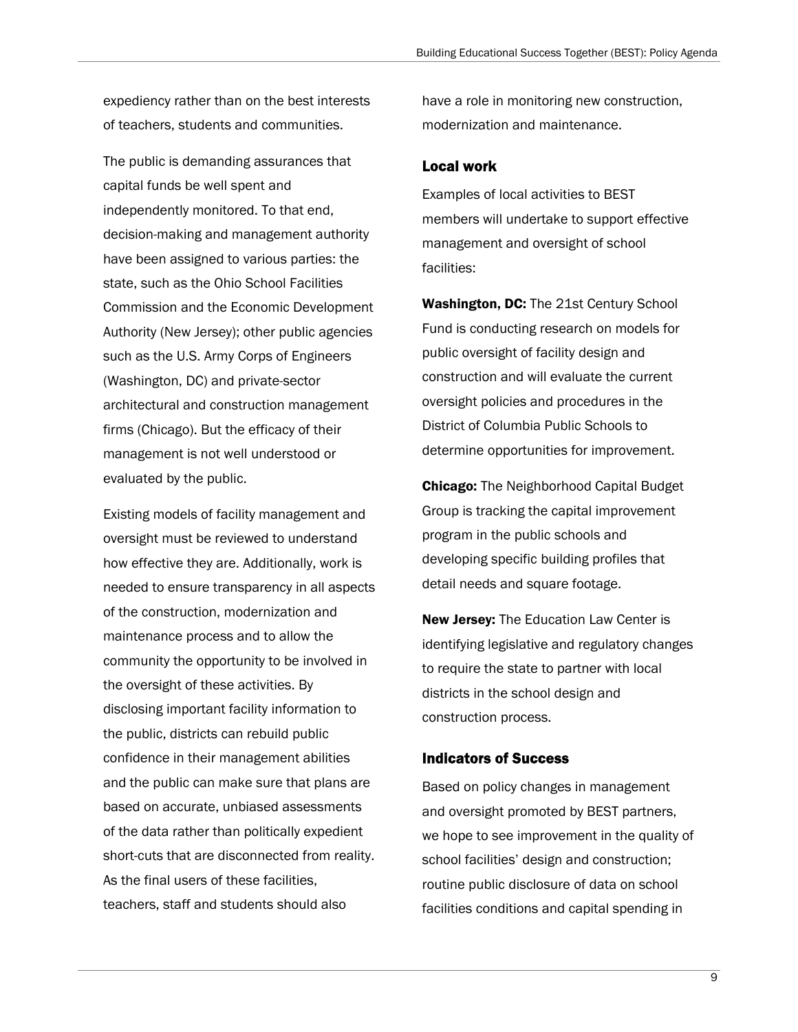expediency rather than on the best interests of teachers, students and communities.

The public is demanding assurances that capital funds be well spent and independently monitored. To that end, decision-making and management authority have been assigned to various parties: the state, such as the Ohio School Facilities Commission and the Economic Development Authority (New Jersey); other public agencies such as the U.S. Army Corps of Engineers (Washington, DC) and private-sector architectural and construction management firms (Chicago). But the efficacy of their management is not well understood or evaluated by the public.

Existing models of facility management and oversight must be reviewed to understand how effective they are. Additionally, work is needed to ensure transparency in all aspects of the construction, modernization and maintenance process and to allow the community the opportunity to be involved in the oversight of these activities. By disclosing important facility information to the public, districts can rebuild public confidence in their management abilities and the public can make sure that plans are based on accurate, unbiased assessments of the data rather than politically expedient short-cuts that are disconnected from reality. As the final users of these facilities, teachers, staff and students should also have a role in monitoring new construction, modernization and maintenance.

### Local work

Examples of local activities to BEST members will undertake to support effective management and oversight of school facilities:

**Washington, DC:** The 21st Century School Fund is conducting research on models for public oversight of facility design and construction and will evaluate the current oversight policies and procedures in the District of Columbia Public Schools to determine opportunities for improvement.

**Chicago:** The Neighborhood Capital Budget Group is tracking the capital improvement program in the public schools and developing specific building profiles that detail needs and square footage.

**New Jersey:** The Education Law Center is identifying legislative and regulatory changes to require the state to partner with local districts in the school design and construction process.

### Indicators of Success

Based on policy changes in management and oversight promoted by BEST partners, we hope to see improvement in the quality of school facilities' design and construction; routine public disclosure of data on school facilities conditions and capital spending in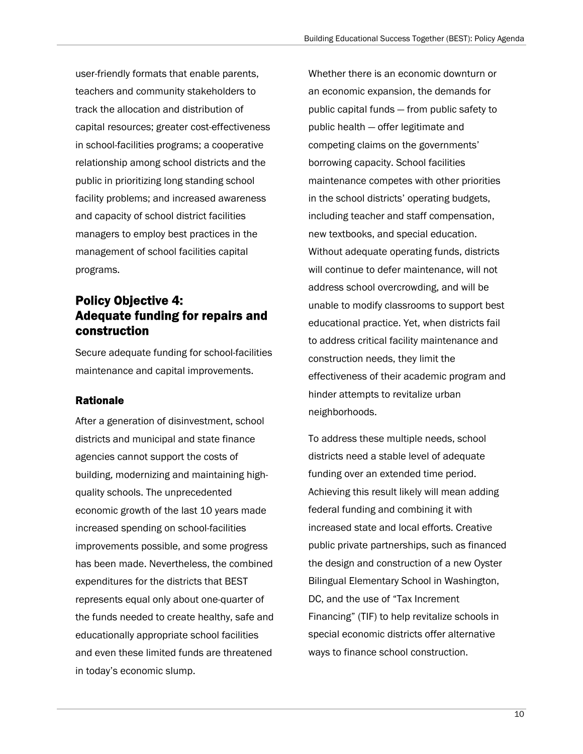user-friendly formats that enable parents, teachers and community stakeholders to track the allocation and distribution of capital resources; greater cost-effectiveness in school-facilities programs; a cooperative relationship among school districts and the public in prioritizing long standing school facility problems; and increased awareness and capacity of school district facilities managers to employ best practices in the management of school facilities capital programs.

## Policy Objective 4: Adequate funding for repairs and construction

Secure adequate funding for school-facilities maintenance and capital improvements.

### Rationale

After a generation of disinvestment, school districts and municipal and state finance agencies cannot support the costs of building, modernizing and maintaining high-quality schools. The unprecedented economic growth of the last 10 years made increased spending on school-facilities improvements possible, and some progress has been made. Nevertheless, the combined expenditures for the districts that BEST represents equal only about one-quarter of the funds needed to create healthy, safe and educationally appropriate school facilities and even these limited funds are threatened in today's economic slump.

Whether there is an economic downturn or an economic expansion, the demands for public capital funds — from public safety to public health — offer legitimate and competing claims on the governments' borrowing capacity. School facilities maintenance competes with other priorities in the school districts' operating budgets, including teacher and staff compensation, new textbooks, and special education. Without adequate operating funds, districts will continue to defer maintenance, will not address school overcrowding, and will be unable to modify classrooms to support best educational practice. Yet, when districts fail to address critical facility maintenance and construction needs, they limit the effectiveness of their academic program and hinder attempts to revitalize urban neighborhoods.

To address these multiple needs, school districts need a stable level of adequate funding over an extended time period. Achieving this result likely will mean adding federal funding and combining it with increased state and local efforts. Creative public private partnerships, such as financed the design and construction of a new Oyster Bilingual Elementary School in Washington, DC, and the use of "Tax Increment Financing" (TIF) to help revitalize schools in special economic districts offer alternative ways to finance school construction.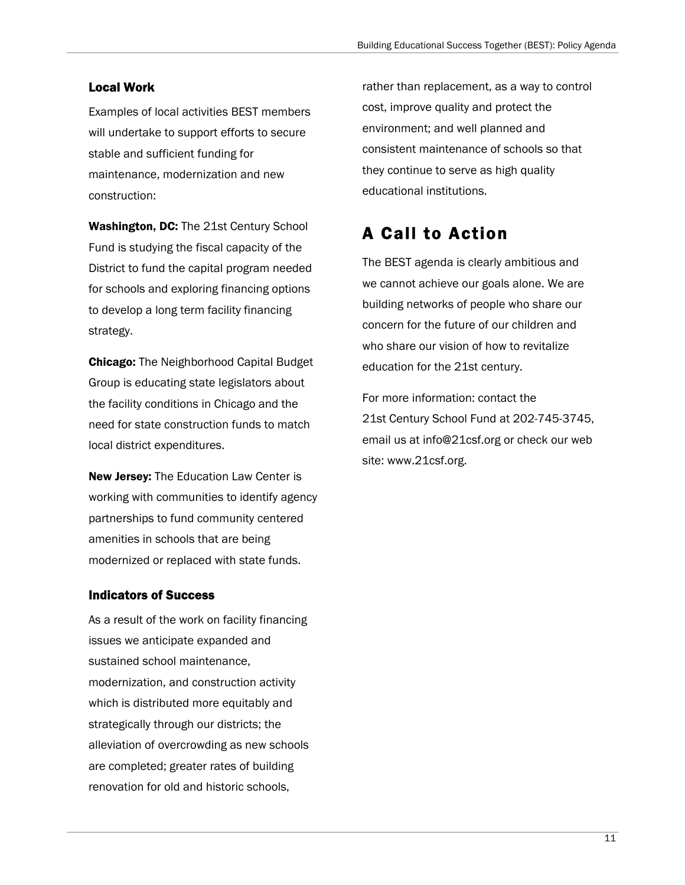### Local Work

Examples of local activities BEST members will undertake to support efforts to secure stable and sufficient funding for maintenance, modernization and new construction:

**Washington, DC:** The 21st Century School Fund is studying the fiscal capacity of the District to fund the capital program needed for schools and exploring financing options to develop a long term facility financing strategy.

**Chicago:** The Neighborhood Capital Budget Group is educating state legislators about the facility conditions in Chicago and the need for state construction funds to match local district expenditures.

**New Jersey:** The Education Law Center is working with communities to identify agency partnerships to fund community centered amenities in schools that are being modernized or replaced with state funds.

### Indicators of Success

As a result of the work on facility financing issues we anticipate expanded and sustained school maintenance, modernization, and construction activity which is distributed more equitably and strategically through our districts; the alleviation of overcrowding as new schools are completed; greater rates of building renovation for old and historic schools, rather than replacement, as a way to control cost, improve quality and protect the environment; and well planned and consistent maintenance of schools so that they continue to serve as high quality educational institutions.

## A Call to Action

The BEST agenda is clearly ambitious and we cannot achieve our goals alone. We are building networks of people who share our concern for the future of our children and who share our vision of how to revitalize education for the 21st century.

For more information: contact the 21st Century School Fund at 202-745-3745, email us at info@21csf.org or check our web site: www.21csf.org.